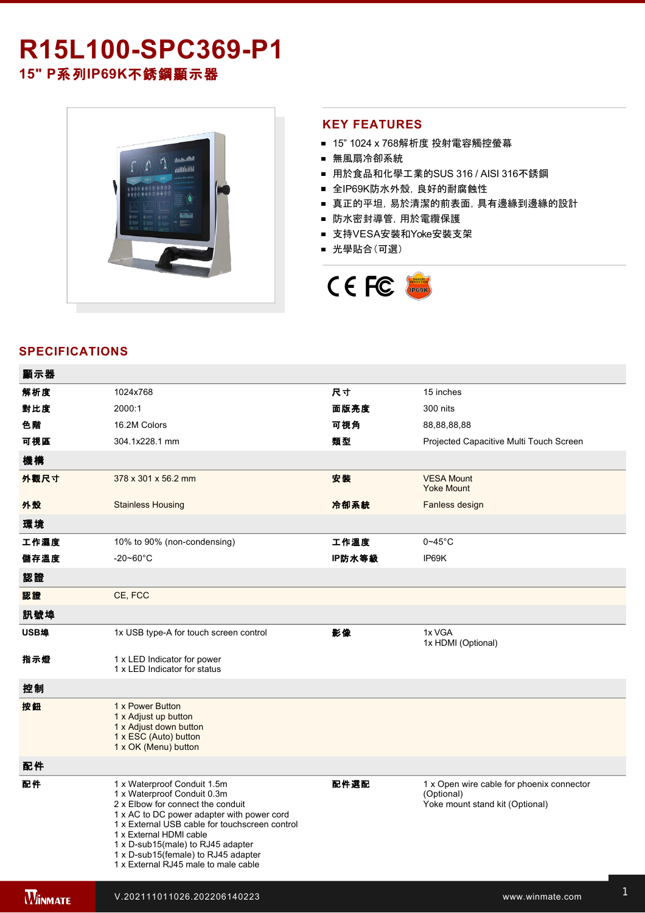# R15L100-SPC369-P1

## 15" P系列IP69K不銹鋼顯示器

## KEY FEATURES

- 15" 1024 x 768解析度 投射電容觸控螢幕
- 無風扇冷卻系統
- 用於食品和化學工業的SUS 316 / AISI 316不銹鋼
- 全IP69K防水外殼，良好的耐腐蝕性
- 真正的平坦，易於清潔的前表面，具有邊緣到邊緣的設計
- 防水密封導管，用於電纜保護
- 支持VESA安裝和Yoke安裝支架
- 光學貼合（可選）

## SPECIFICATIONS

| 顯示器 | | | |
|---|---|---|---|
| 解析度 | 1024x768 | 尺寸 | 15 inches |
| 對比度 | 2000:1 | 面版亮度 | 300 nits |
| 色階 | 16.2M Colors | 可視角 | 88,88,88,88 |
| 可視區 | 304.1x228.1 mm | 類型 | Projected Capacitive Multi Touch Screen |
| **機構** | | | |
| 外觀尺寸 | 378 x 301 x 56.2 mm | 安裝 | VESA Mount<br>Yoke Mount |
| 外殼 | Stainless Housing | 冷卻系統 | Fanless design |
| **環境** | | | |
| 工作濕度 | 10% to 90% (non-condensing) | 工作溫度 | 0~45°C |
| 儲存溫度 | -20~60°C | IP防水等級 | IP69K |
| **認證** | | | |
| 認證 | CE, FCC | | |
| **訊號埠** | | | |
| USB埠 | 1x USB type-A for touch screen control | 影像 | 1x VGA<br>1x HDMI (Optional) |
| 指示燈 | 1 x LED Indicator for power<br>1 x LED Indicator for status | | |
| **控制** | | | |
| 按鈕 | 1 x Power Button<br>1 x Adjust up button<br>1 x Adjust down button<br>1 x ESC (Auto) button<br>1 x OK (Menu) button | | |
| **配件** | | | |
| 配件 | 1 x Waterproof Conduit 1.5m<br>1 x Waterproof Conduit 0.3m<br>2 x Elbow for connect the conduit<br>1 x AC to DC power adapter with power cord<br>1 x External USB cable for touchscreen control<br>1 x External HDMI cable<br>1 x D-sub15(male) to RJ45 adapter<br>1 x D-sub15(female) to RJ45 adapter<br>1 x External RJ45 male to male cable | 配件選配 | 1 x Open wire cable for phoenix connector (Optional)<br>Yoke mount stand kit (Optional) |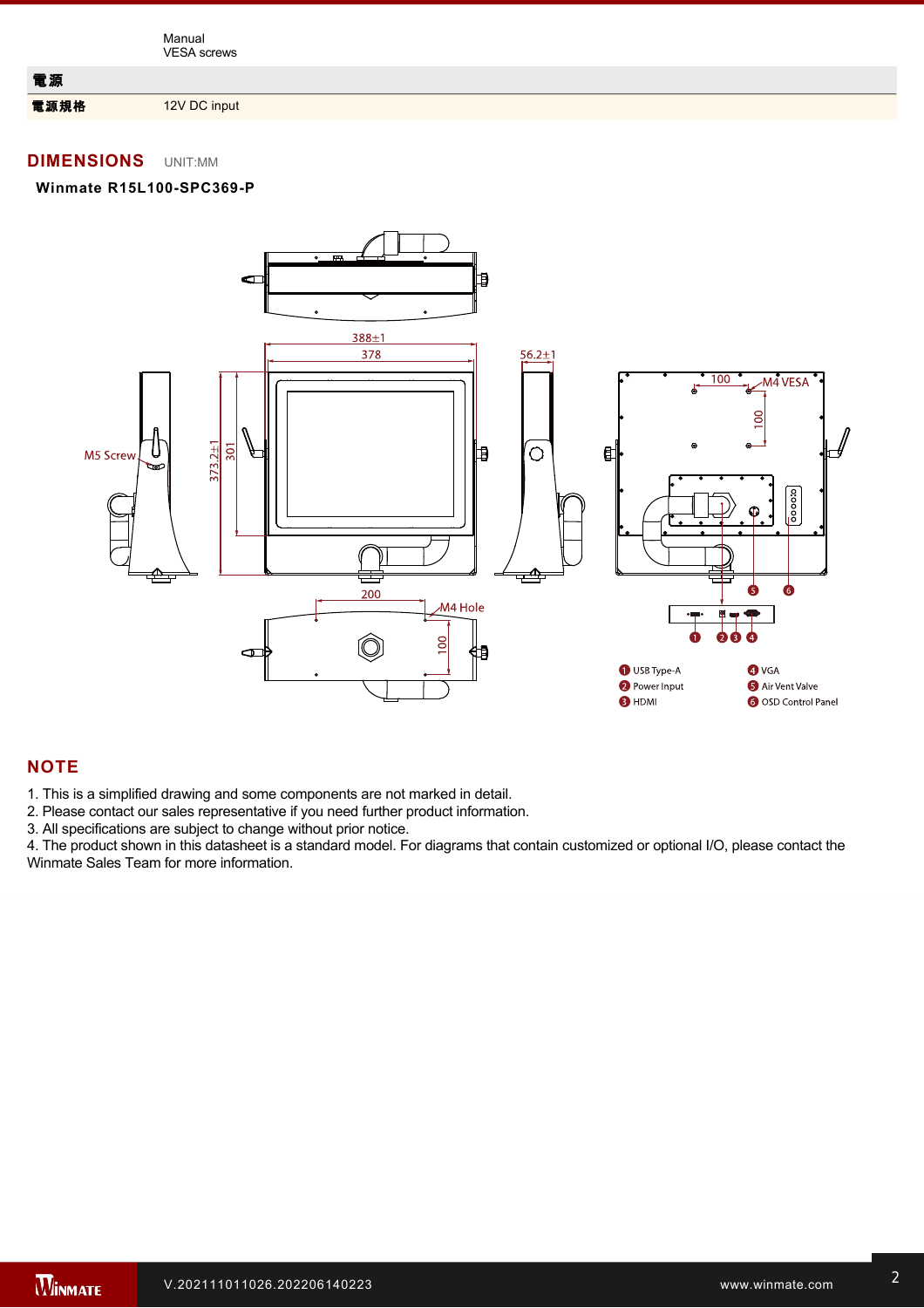| | |
|---|---|
| | Manual<br>VESA screws |
| **電源** | |
| **電源規格** | 12V DC input |

## DIMENSIONS UNIT:MM

**Winmate R15L100-SPC369-P**

388±1
378
56.2±1
100
M4 VESA
100
M5 Screw
373.2±1
301
200
M4 Hole
100

1. USB Type-A
2. Power Input
3. HDMI
4. VGA
5. Air Vent Valve
6. OSD Control Panel

## NOTE

1. This is a simplified drawing and some components are not marked in detail.
2. Please contact our sales representative if you need further product information.
3. All specifications are subject to change without prior notice.
4. The product shown in this datasheet is a standard model. For diagrams that contain customized or optional I/O, please contact the Winmate Sales Team for more information.